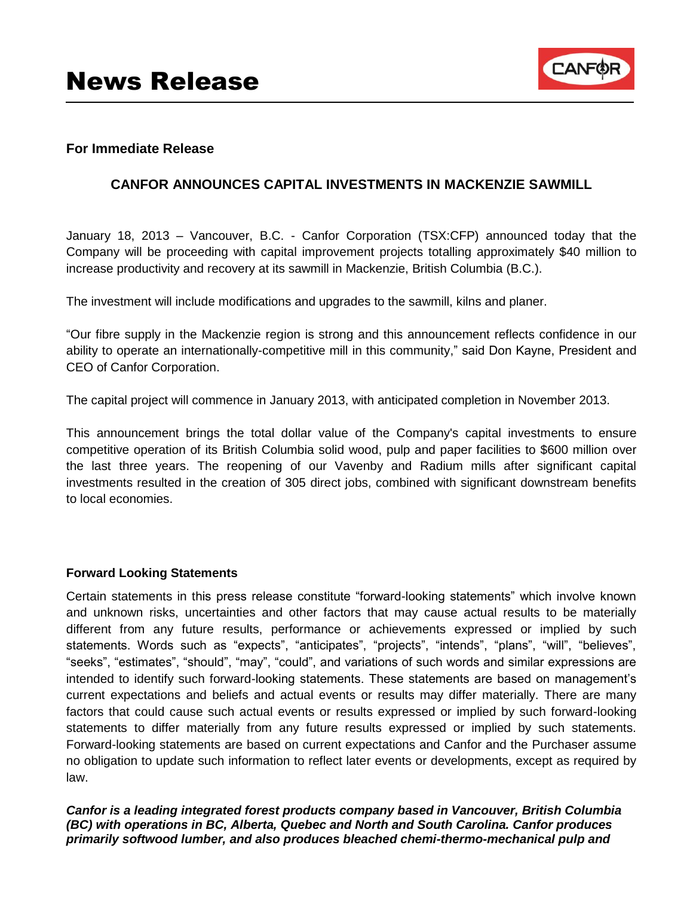# News Release

**For Immediate Release**

## CANFOR ANNOUNCES CAPITAL INVESTMENTS IN MACKENZIE SAWMILL

January 18, 2013 – Vancouver, B.C. - Canfor Corporation (TSX:CFP) announced today that the Company will be proceeding with capital improvement projects totalling approximately $40 million to increase productivity and recovery at its sawmill in Mackenzie, British Columbia (B.C.).

The investment will include modifications and upgrades to the sawmill, kilns and planer.

"Our fibre supply in the Mackenzie region is strong and this announcement reflects confidence in our ability to operate an internationally-competitive mill in this community," said Don Kayne, President and CEO of Canfor Corporation.

The capital project will commence in January 2013, with anticipated completion in November 2013.

This announcement brings the total dollar value of the Company's capital investments to ensure competitive operation of its British Columbia solid wood, pulp and paper facilities to $600 million over the last three years. The reopening of our Vavenby and Radium mills after significant capital investments resulted in the creation of 305 direct jobs, combined with significant downstream benefits to local economies.

**Forward Looking Statements**

Certain statements in this press release constitute "forward-looking statements" which involve known and unknown risks, uncertainties and other factors that may cause actual results to be materially different from any future results, performance or achievements expressed or implied by such statements. Words such as "expects", "anticipates", "projects", "intends", "plans", "will", "believes", "seeks", "estimates", "should", "may", "could", and variations of such words and similar expressions are intended to identify such forward-looking statements. These statements are based on management's current expectations and beliefs and actual events or results may differ materially. There are many factors that could cause such actual events or results expressed or implied by such forward-looking statements to differ materially from any future results expressed or implied by such statements. Forward-looking statements are based on current expectations and Canfor and the Purchaser assume no obligation to update such information to reflect later events or developments, except as required by law.

***Canfor is a leading integrated forest products company based in Vancouver, British Columbia (BC) with operations in BC, Alberta, Quebec and North and South Carolina. Canfor produces primarily softwood lumber, and also produces bleached chemi-thermo-mechanical pulp and***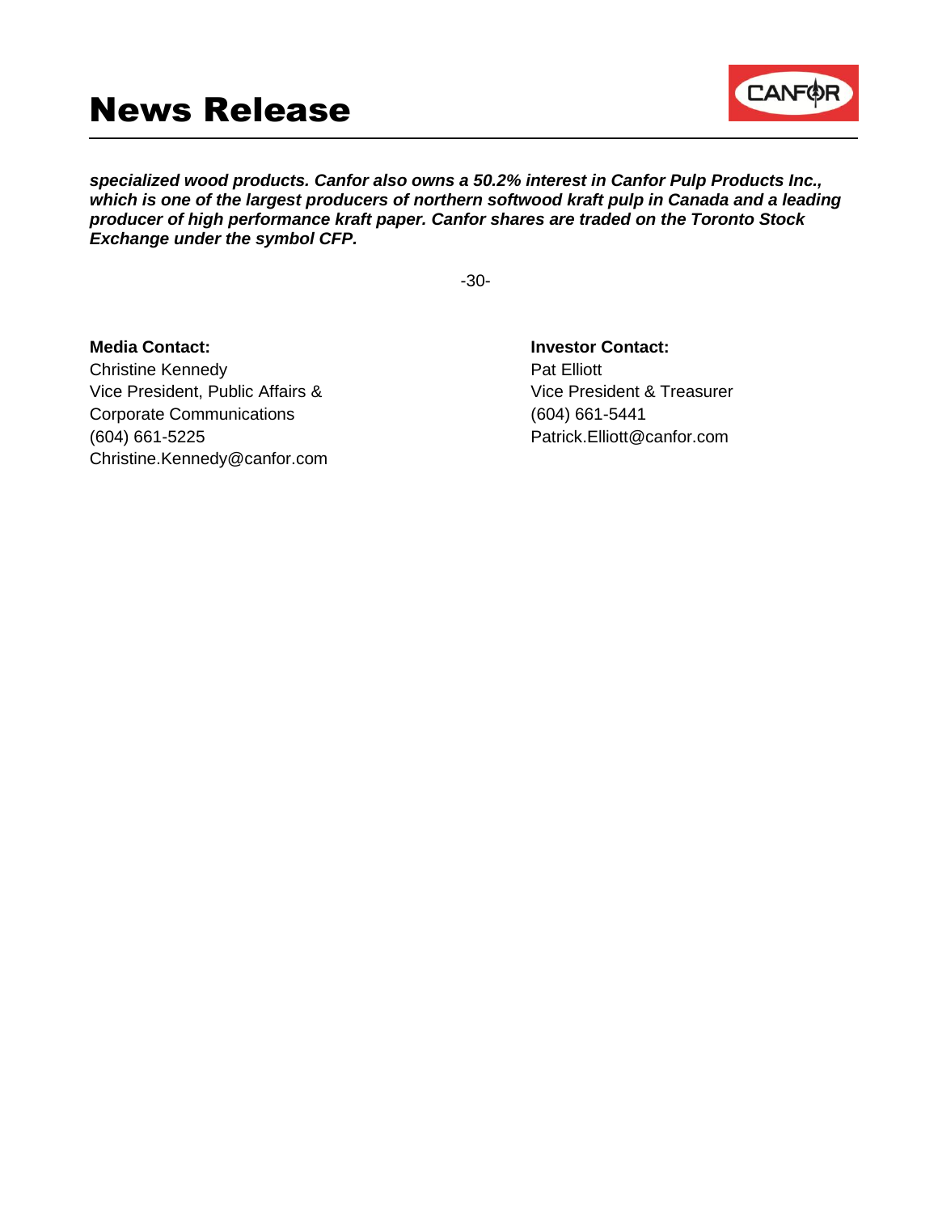***specialized wood products. Canfor also owns a 50.2% interest in Canfor Pulp Products Inc., which is one of the largest producers of northern softwood kraft pulp in Canada and a leading producer of high performance kraft paper. Canfor shares are traded on the Toronto Stock Exchange under the symbol CFP.***

-30-

**Media Contact:**
Christine Kennedy
Vice President, Public Affairs &
Corporate Communications
(604) 661-5225
Christine.Kennedy@canfor.com

**Investor Contact:**
Pat Elliott
Vice President & Treasurer
(604) 661-5441
Patrick.Elliott@canfor.com